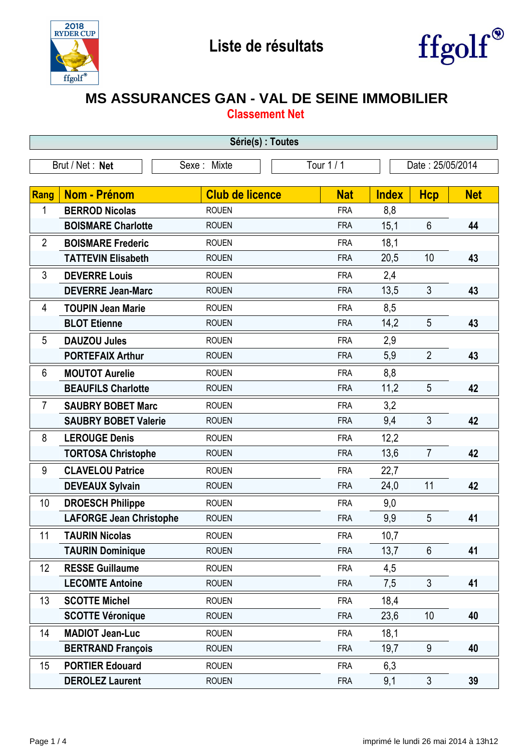# Liste de résultats

## MS ASSURANCES GAN - VAL DE SEINE IMMOBILIER

### Classement Net

**Série(s) : Toutes**

| Brut / Net : **Net** | Sexe : Mixte | Tour 1 / 1 | Date : 25/05/2014 |
|---|---|---|---|

| Rang | Nom - Prénom | Club de licence | Nat | Index | Hcp | Net |
|---|---|---|---|---|---|---|
| 1 | **BERROD Nicolas** | ROUEN | FRA | 8,8 | | |
| | **BOISMARE Charlotte** | ROUEN | FRA | 15,1 | 6 | **44** |
| 2 | **BOISMARE Frederic** | ROUEN | FRA | 18,1 | | |
| | **TATTEVIN Elisabeth** | ROUEN | FRA | 20,5 | 10 | **43** |
| 3 | **DEVERRE Louis** | ROUEN | FRA | 2,4 | | |
| | **DEVERRE Jean-Marc** | ROUEN | FRA | 13,5 | 3 | **43** |
| 4 | **TOUPIN Jean Marie** | ROUEN | FRA | 8,5 | | |
| | **BLOT Etienne** | ROUEN | FRA | 14,2 | 5 | **43** |
| 5 | **DAUZOU Jules** | ROUEN | FRA | 2,9 | | |
| | **PORTEFAIX Arthur** | ROUEN | FRA | 5,9 | 2 | **43** |
| 6 | **MOUTOT Aurelie** | ROUEN | FRA | 8,8 | | |
| | **BEAUFILS Charlotte** | ROUEN | FRA | 11,2 | 5 | **42** |
| 7 | **SAUBRY BOBET Marc** | ROUEN | FRA | 3,2 | | |
| | **SAUBRY BOBET Valerie** | ROUEN | FRA | 9,4 | 3 | **42** |
| 8 | **LEROUGE Denis** | ROUEN | FRA | 12,2 | | |
| | **TORTOSA Christophe** | ROUEN | FRA | 13,6 | 7 | **42** |
| 9 | **CLAVELOU Patrice** | ROUEN | FRA | 22,7 | | |
| | **DEVEAUX Sylvain** | ROUEN | FRA | 24,0 | 11 | **42** |
| 10 | **DROESCH Philippe** | ROUEN | FRA | 9,0 | | |
| | **LAFORGE Jean Christophe** | ROUEN | FRA | 9,9 | 5 | **41** |
| 11 | **TAURIN Nicolas** | ROUEN | FRA | 10,7 | | |
| | **TAURIN Dominique** | ROUEN | FRA | 13,7 | 6 | **41** |
| 12 | **RESSE Guillaume** | ROUEN | FRA | 4,5 | | |
| | **LECOMTE Antoine** | ROUEN | FRA | 7,5 | 3 | **41** |
| 13 | **SCOTTE Michel** | ROUEN | FRA | 18,4 | | |
| | **SCOTTE Véronique** | ROUEN | FRA | 23,6 | 10 | **40** |
| 14 | **MADIOT Jean-Luc** | ROUEN | FRA | 18,1 | | |
| | **BERTRAND François** | ROUEN | FRA | 19,7 | 9 | **40** |
| 15 | **PORTIER Edouard** | ROUEN | FRA | 6,3 | | |
| | **DEROLEZ Laurent** | ROUEN | FRA | 9,1 | 3 | **39** |

imprimé le lundi 26 mai 2014 à 13h12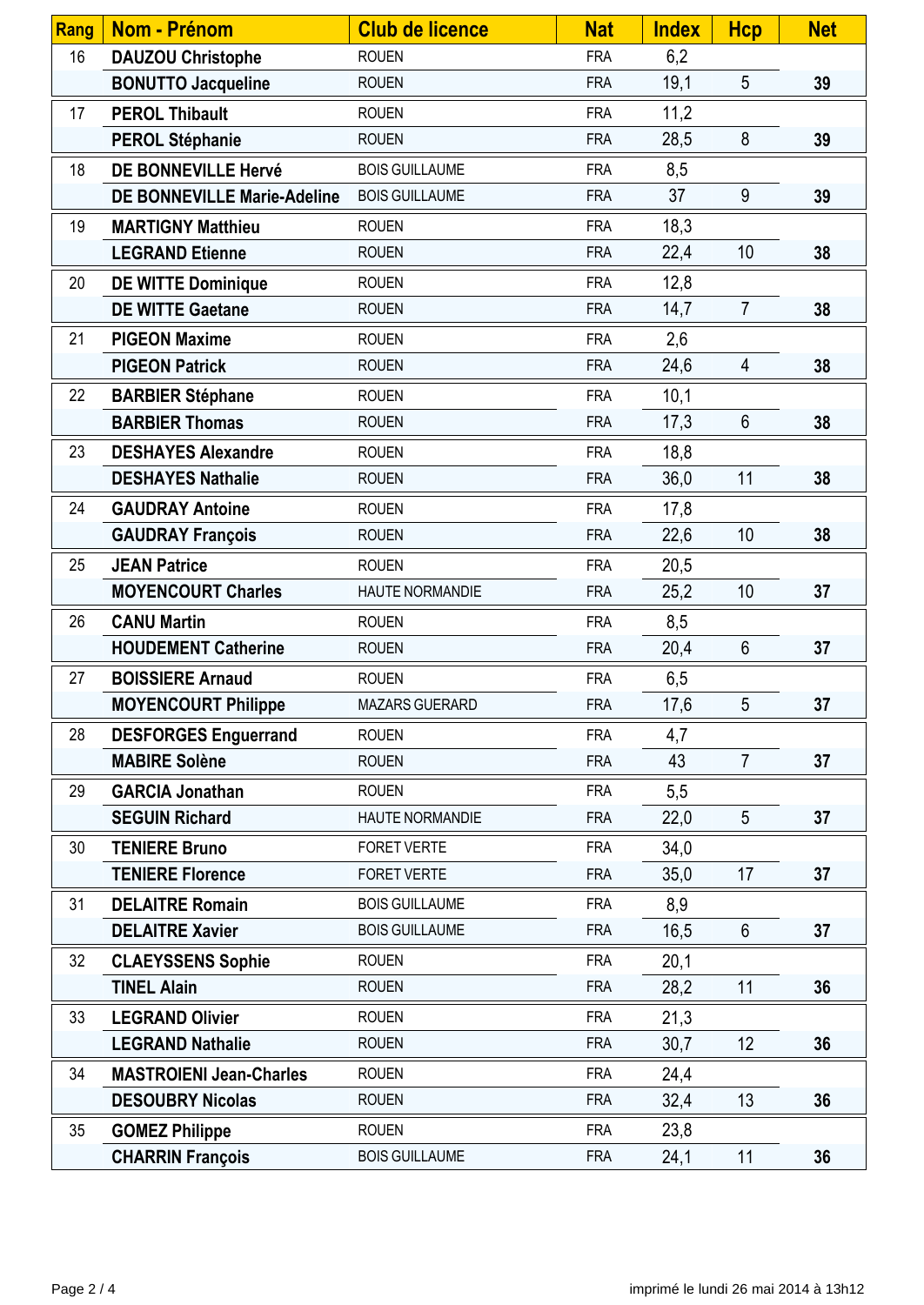| Rang | Nom - Prénom | Club de licence | Nat | Index | Hcp | Net |
|---|---|---|---|---|---|---|
| 16 | **DAUZOU Christophe** | ROUEN | FRA | 6,2 | | |
| | **BONUTTO Jacqueline** | ROUEN | FRA | 19,1 | 5 | **39** |
| 17 | **PEROL Thibault** | ROUEN | FRA | 11,2 | | |
| | **PEROL Stéphanie** | ROUEN | FRA | 28,5 | 8 | **39** |
| 18 | **DE BONNEVILLE Hervé** | BOIS GUILLAUME | FRA | 8,5 | | |
| | **DE BONNEVILLE Marie-Adeline** | BOIS GUILLAUME | FRA | 37 | 9 | **39** |
| 19 | **MARTIGNY Matthieu** | ROUEN | FRA | 18,3 | | |
| | **LEGRAND Etienne** | ROUEN | FRA | 22,4 | 10 | **38** |
| 20 | **DE WITTE Dominique** | ROUEN | FRA | 12,8 | | |
| | **DE WITTE Gaetane** | ROUEN | FRA | 14,7 | 7 | **38** |
| 21 | **PIGEON Maxime** | ROUEN | FRA | 2,6 | | |
| | **PIGEON Patrick** | ROUEN | FRA | 24,6 | 4 | **38** |
| 22 | **BARBIER Stéphane** | ROUEN | FRA | 10,1 | | |
| | **BARBIER Thomas** | ROUEN | FRA | 17,3 | 6 | **38** |
| 23 | **DESHAYES Alexandre** | ROUEN | FRA | 18,8 | | |
| | **DESHAYES Nathalie** | ROUEN | FRA | 36,0 | 11 | **38** |
| 24 | **GAUDRAY Antoine** | ROUEN | FRA | 17,8 | | |
| | **GAUDRAY François** | ROUEN | FRA | 22,6 | 10 | **38** |
| 25 | **JEAN Patrice** | ROUEN | FRA | 20,5 | | |
| | **MOYENCOURT Charles** | HAUTE NORMANDIE | FRA | 25,2 | 10 | **37** |
| 26 | **CANU Martin** | ROUEN | FRA | 8,5 | | |
| | **HOUDEMENT Catherine** | ROUEN | FRA | 20,4 | 6 | **37** |
| 27 | **BOISSIERE Arnaud** | ROUEN | FRA | 6,5 | | |
| | **MOYENCOURT Philippe** | MAZARS GUERARD | FRA | 17,6 | 5 | **37** |
| 28 | **DESFORGES Enguerrand** | ROUEN | FRA | 4,7 | | |
| | **MABIRE Solène** | ROUEN | FRA | 43 | 7 | **37** |
| 29 | **GARCIA Jonathan** | ROUEN | FRA | 5,5 | | |
| | **SEGUIN Richard** | HAUTE NORMANDIE | FRA | 22,0 | 5 | **37** |
| 30 | **TENIERE Bruno** | FORET VERTE | FRA | 34,0 | | |
| | **TENIERE Florence** | FORET VERTE | FRA | 35,0 | 17 | **37** |
| 31 | **DELAITRE Romain** | BOIS GUILLAUME | FRA | 8,9 | | |
| | **DELAITRE Xavier** | BOIS GUILLAUME | FRA | 16,5 | 6 | **37** |
| 32 | **CLAEYSSENS Sophie** | ROUEN | FRA | 20,1 | | |
| | **TINEL Alain** | ROUEN | FRA | 28,2 | 11 | **36** |
| 33 | **LEGRAND Olivier** | ROUEN | FRA | 21,3 | | |
| | **LEGRAND Nathalie** | ROUEN | FRA | 30,7 | 12 | **36** |
| 34 | **MASTROIENI Jean-Charles** | ROUEN | FRA | 24,4 | | |
| | **DESOUBRY Nicolas** | ROUEN | FRA | 32,4 | 13 | **36** |
| 35 | **GOMEZ Philippe** | ROUEN | FRA | 23,8 | | |
| | **CHARRIN François** | BOIS GUILLAUME | FRA | 24,1 | 11 | **36** |

imprimé le lundi 26 mai 2014 à 13h12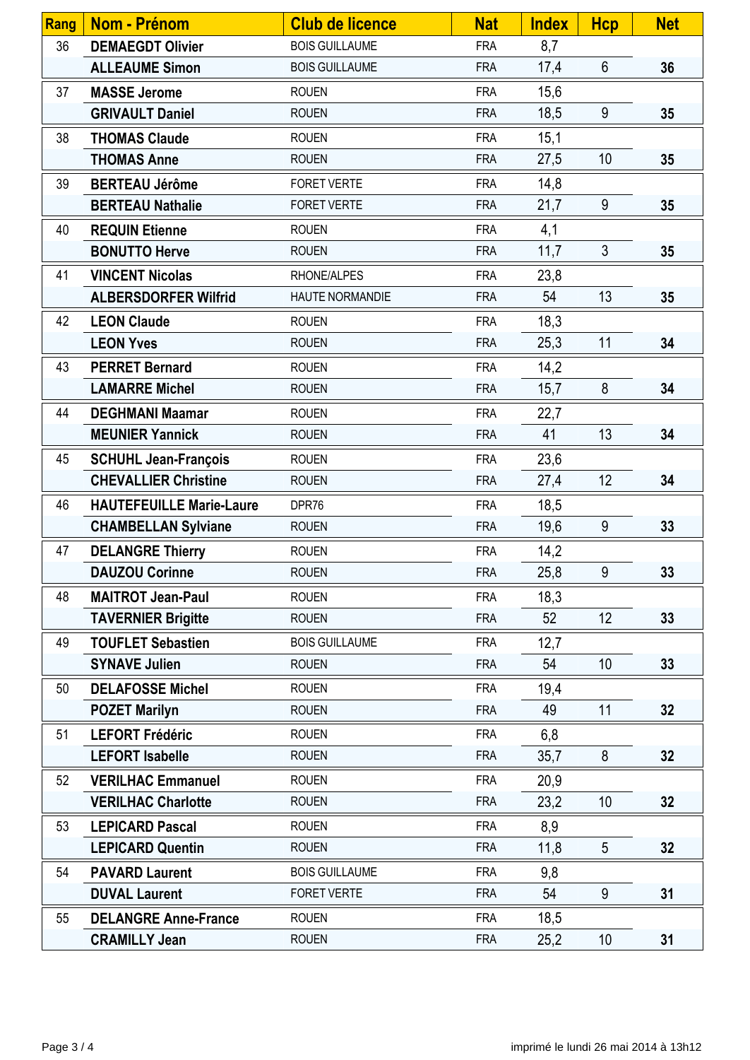| Rang | Nom - Prénom | Club de licence | Nat | Index | Hcp | Net |
|---|---|---|---|---|---|---|
| 36 | **DEMAEGDT Olivier** | BOIS GUILLAUME | FRA | 8,7 | | |
| | **ALLEAUME Simon** | BOIS GUILLAUME | FRA | 17,4 | 6 | **36** |
| 37 | **MASSE Jerome** | ROUEN | FRA | 15,6 | | |
| | **GRIVAULT Daniel** | ROUEN | FRA | 18,5 | 9 | **35** |
| 38 | **THOMAS Claude** | ROUEN | FRA | 15,1 | | |
| | **THOMAS Anne** | ROUEN | FRA | 27,5 | 10 | **35** |
| 39 | **BERTEAU Jérôme** | FORET VERTE | FRA | 14,8 | | |
| | **BERTEAU Nathalie** | FORET VERTE | FRA | 21,7 | 9 | **35** |
| 40 | **REQUIN Etienne** | ROUEN | FRA | 4,1 | | |
| | **BONUTTO Herve** | ROUEN | FRA | 11,7 | 3 | **35** |
| 41 | **VINCENT Nicolas** | RHONE/ALPES | FRA | 23,8 | | |
| | **ALBERSDORFER Wilfrid** | HAUTE NORMANDIE | FRA | 54 | 13 | **35** |
| 42 | **LEON Claude** | ROUEN | FRA | 18,3 | | |
| | **LEON Yves** | ROUEN | FRA | 25,3 | 11 | **34** |
| 43 | **PERRET Bernard** | ROUEN | FRA | 14,2 | | |
| | **LAMARRE Michel** | ROUEN | FRA | 15,7 | 8 | **34** |
| 44 | **DEGHMANI Maamar** | ROUEN | FRA | 22,7 | | |
| | **MEUNIER Yannick** | ROUEN | FRA | 41 | 13 | **34** |
| 45 | **SCHUHL Jean-François** | ROUEN | FRA | 23,6 | | |
| | **CHEVALLIER Christine** | ROUEN | FRA | 27,4 | 12 | **34** |
| 46 | **HAUTEFEUILLE Marie-Laure** | DPR76 | FRA | 18,5 | | |
| | **CHAMBELLAN Sylviane** | ROUEN | FRA | 19,6 | 9 | **33** |
| 47 | **DELANGRE Thierry** | ROUEN | FRA | 14,2 | | |
| | **DAUZOU Corinne** | ROUEN | FRA | 25,8 | 9 | **33** |
| 48 | **MAITROT Jean-Paul** | ROUEN | FRA | 18,3 | | |
| | **TAVERNIER Brigitte** | ROUEN | FRA | 52 | 12 | **33** |
| 49 | **TOUFLET Sebastien** | BOIS GUILLAUME | FRA | 12,7 | | |
| | **SYNAVE Julien** | ROUEN | FRA | 54 | 10 | **33** |
| 50 | **DELAFOSSE Michel** | ROUEN | FRA | 19,4 | | |
| | **POZET Marilyn** | ROUEN | FRA | 49 | 11 | **32** |
| 51 | **LEFORT Frédéric** | ROUEN | FRA | 6,8 | | |
| | **LEFORT Isabelle** | ROUEN | FRA | 35,7 | 8 | **32** |
| 52 | **VERILHAC Emmanuel** | ROUEN | FRA | 20,9 | | |
| | **VERILHAC Charlotte** | ROUEN | FRA | 23,2 | 10 | **32** |
| 53 | **LEPICARD Pascal** | ROUEN | FRA | 8,9 | | |
| | **LEPICARD Quentin** | ROUEN | FRA | 11,8 | 5 | **32** |
| 54 | **PAVARD Laurent** | BOIS GUILLAUME | FRA | 9,8 | | |
| | **DUVAL Laurent** | FORET VERTE | FRA | 54 | 9 | **31** |
| 55 | **DELANGRE Anne-France** | ROUEN | FRA | 18,5 | | |
| | **CRAMILLY Jean** | ROUEN | FRA | 25,2 | 10 | **31** |

imprimé le lundi 26 mai 2014 à 13h12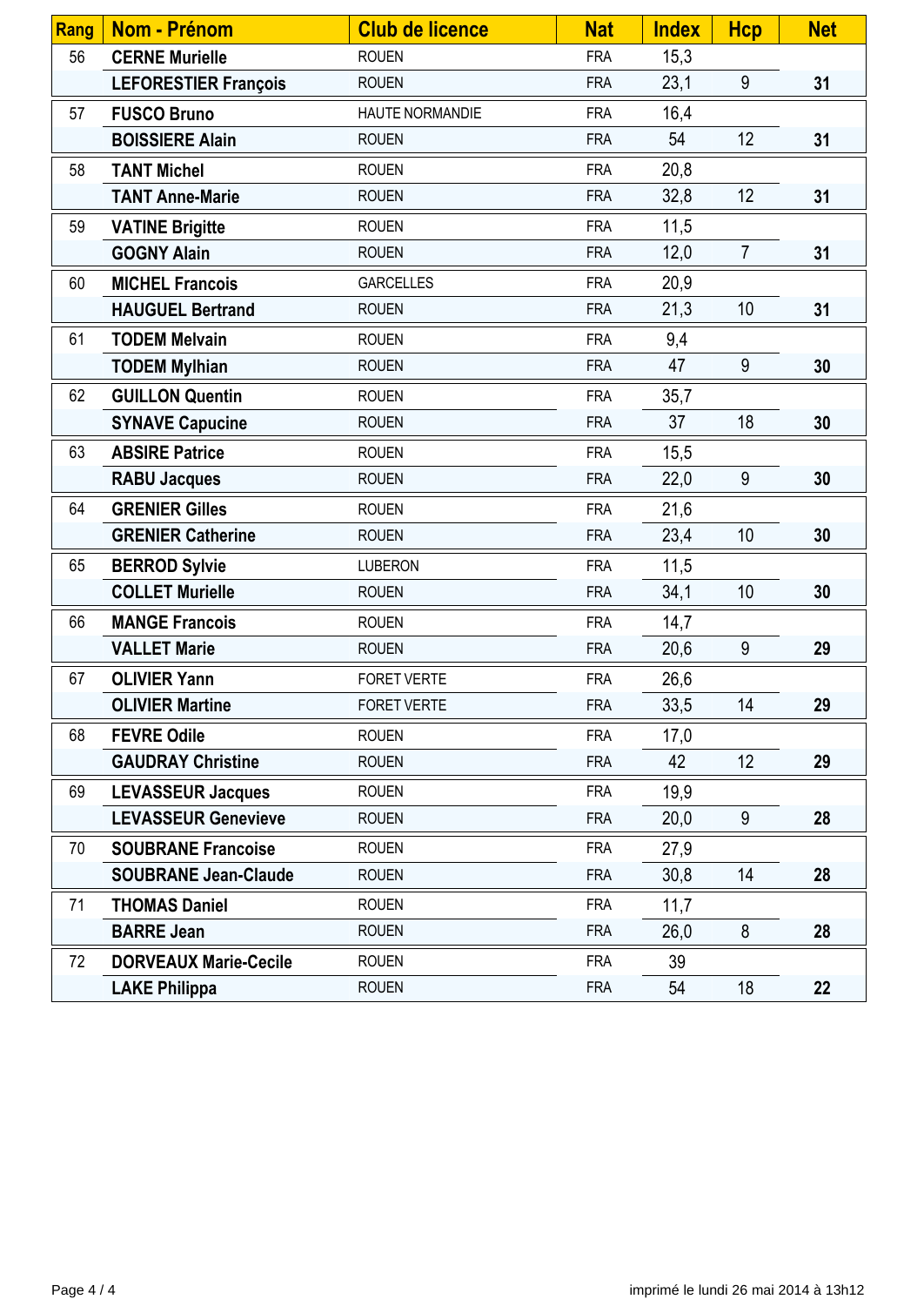| Rang | Nom - Prénom | Club de licence | Nat | Index | Hcp | Net |
|---|---|---|---|---|---|---|
| 56 | **CERNE Murielle** | ROUEN | FRA | 15,3 | | |
| | **LEFORESTIER François** | ROUEN | FRA | 23,1 | 9 | **31** |
| 57 | **FUSCO Bruno** | HAUTE NORMANDIE | FRA | 16,4 | | |
| | **BOISSIERE Alain** | ROUEN | FRA | 54 | 12 | **31** |
| 58 | **TANT Michel** | ROUEN | FRA | 20,8 | | |
| | **TANT Anne-Marie** | ROUEN | FRA | 32,8 | 12 | **31** |
| 59 | **VATINE Brigitte** | ROUEN | FRA | 11,5 | | |
| | **GOGNY Alain** | ROUEN | FRA | 12,0 | 7 | **31** |
| 60 | **MICHEL Francois** | GARCELLES | FRA | 20,9 | | |
| | **HAUGUEL Bertrand** | ROUEN | FRA | 21,3 | 10 | **31** |
| 61 | **TODEM Melvain** | ROUEN | FRA | 9,4 | | |
| | **TODEM Mylhian** | ROUEN | FRA | 47 | 9 | **30** |
| 62 | **GUILLON Quentin** | ROUEN | FRA | 35,7 | | |
| | **SYNAVE Capucine** | ROUEN | FRA | 37 | 18 | **30** |
| 63 | **ABSIRE Patrice** | ROUEN | FRA | 15,5 | | |
| | **RABU Jacques** | ROUEN | FRA | 22,0 | 9 | **30** |
| 64 | **GRENIER Gilles** | ROUEN | FRA | 21,6 | | |
| | **GRENIER Catherine** | ROUEN | FRA | 23,4 | 10 | **30** |
| 65 | **BERROD Sylvie** | LUBERON | FRA | 11,5 | | |
| | **COLLET Murielle** | ROUEN | FRA | 34,1 | 10 | **30** |
| 66 | **MANGE Francois** | ROUEN | FRA | 14,7 | | |
| | **VALLET Marie** | ROUEN | FRA | 20,6 | 9 | **29** |
| 67 | **OLIVIER Yann** | FORET VERTE | FRA | 26,6 | | |
| | **OLIVIER Martine** | FORET VERTE | FRA | 33,5 | 14 | **29** |
| 68 | **FEVRE Odile** | ROUEN | FRA | 17,0 | | |
| | **GAUDRAY Christine** | ROUEN | FRA | 42 | 12 | **29** |
| 69 | **LEVASSEUR Jacques** | ROUEN | FRA | 19,9 | | |
| | **LEVASSEUR Genevieve** | ROUEN | FRA | 20,0 | 9 | **28** |
| 70 | **SOUBRANE Francoise** | ROUEN | FRA | 27,9 | | |
| | **SOUBRANE Jean-Claude** | ROUEN | FRA | 30,8 | 14 | **28** |
| 71 | **THOMAS Daniel** | ROUEN | FRA | 11,7 | | |
| | **BARRE Jean** | ROUEN | FRA | 26,0 | 8 | **28** |
| 72 | **DORVEAUX Marie-Cecile** | ROUEN | FRA | 39 | | |
| | **LAKE Philippa** | ROUEN | FRA | 54 | 18 | **22** |

imprimé le lundi 26 mai 2014 à 13h12